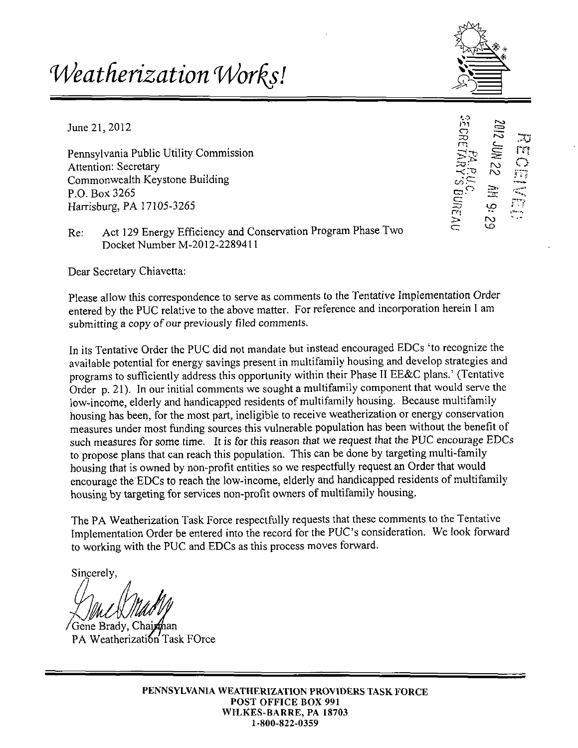# *Weatherization Works!*

June 21, 2012

RECEIVED
2012 JUN 22 AM 9:29
PA.P.U.C.
SECRETARY'S BUREAU

Pennsylvania Public Utility Commission
Attention: Secretary
Commonwealth Keystone Building
P.O. Box 3265
Harrisburg, PA 17105-3265

Re: Act 129 Energy Efficiency and Conservation Program Phase Two
Docket Number M-2012-2289411

Dear Secretary Chiavetta:

Please allow this correspondence to serve as comments to the Tentative Implementation Order entered by the PUC relative to the above matter. For reference and incorporation herein I am submitting a copy of our previously filed comments.

In its Tentative Order the PUC did not mandate but instead encouraged EDCs 'to recognize the available potential for energy savings present in multifamily housing and develop strategies and programs to sufficiently address this opportunity within their Phase II EE&C plans.' (Tentative Order p. 21). In our initial comments we sought a multifamily component that would serve the low-income, elderly and handicapped residents of multifamily housing. Because multifamily housing has been, for the most part, ineligible to receive weatherization or energy conservation measures under most funding sources this vulnerable population has been without the benefit of such measures for some time. It is for this reason that we request that the PUC encourage EDCs to propose plans that can reach this population. This can be done by targeting multi-family housing that is owned by non-profit entities so we respectfully request an Order that would encourage the EDCs to reach the low-income, elderly and handicapped residents of multifamily housing by targeting for services non-profit owners of multifamily housing.

The PA Weatherization Task Force respectfully requests that these comments to the Tentative Implementation Order be entered into the record for the PUC's consideration. We look forward to working with the PUC and EDCs as this process moves forward.

Sincerely,

Gene Brady, Chairman
PA Weatherization Task FOrce

**PENNSYLVANIA WEATHERIZATION PROVIDERS TASK FORCE**
**POST OFFICE BOX 991**
**WILKES-BARRE, PA 18703**
**1-800-822-0359**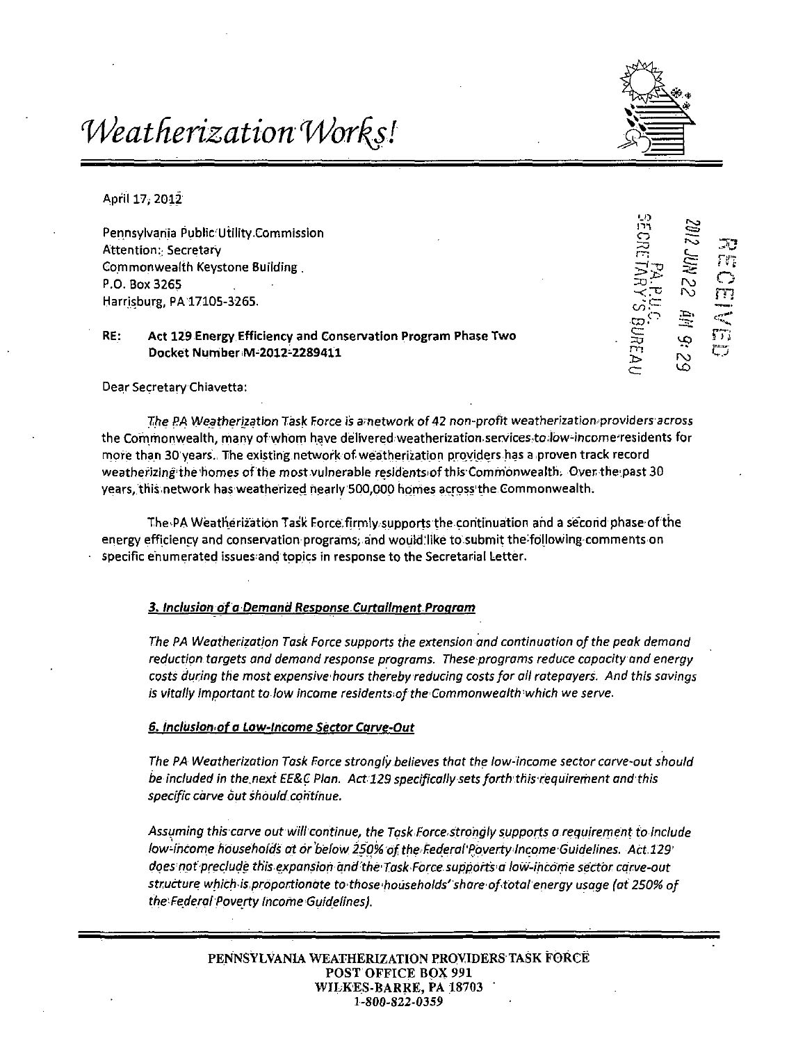# *Weatherization Works!*

April 17, 2012

Pennsylvania Public Utility Commission
Attention: Secretary
Commonwealth Keystone Building
P.O. Box 3265
Harrisburg, PA 17105-3265

RECEIVED
2012 JUN 22 AM 9:29
PA P.U.C.
SECRETARY'S BUREAU

**RE: Act 129 Energy Efficiency and Conservation Program Phase Two**
**Docket Number M-2012-2289411**

Dear Secretary Chiavetta:

The PA Weatherization Task Force is a network of 42 non-profit weatherization providers across the Commonwealth, many of whom have delivered weatherization services to low-income residents for more than 30 years. The existing network of weatherization providers has a proven track record weatherizing the homes of the most vulnerable residents of this Commonwealth. Over the past 30 years, this network has weatherized nearly 500,000 homes across the Commonwealth.

The PA Weatherization Task Force firmly supports the continuation and a second phase of the energy efficiency and conservation programs, and would like to submit the following comments on specific enumerated issues and topics in response to the Secretarial Letter.

***3. Inclusion of a Demand Response Curtailment Program***

*The PA Weatherization Task Force supports the extension and continuation of the peak demand reduction targets and demand response programs. These programs reduce capacity and energy costs during the most expensive hours thereby reducing costs for all ratepayers. And this savings is vitally important to low income residents of the Commonwealth which we serve.*

***6. Inclusion of a Low-Income Sector Carve-Out***

*The PA Weatherization Task Force strongly believes that the low-income sector carve-out should be included in the next EE&C Plan. Act 129 specifically sets forth this requirement and this specific carve out should continue.*

*Assuming this carve out will continue, the Task Force strongly supports a requirement to include low-income households at or below 250% of the Federal Poverty Income Guidelines. Act 129 does not preclude this expansion and the Task Force supports a low-income sector carve-out structure which is proportionate to those households' share of total energy usage (at 250% of the Federal Poverty Income Guidelines).*

PENNSYLVANIA WEATHERIZATION PROVIDERS TASK FORCE
POST OFFICE BOX 991
WILKES-BARRE, PA 18703
1-800-822-0359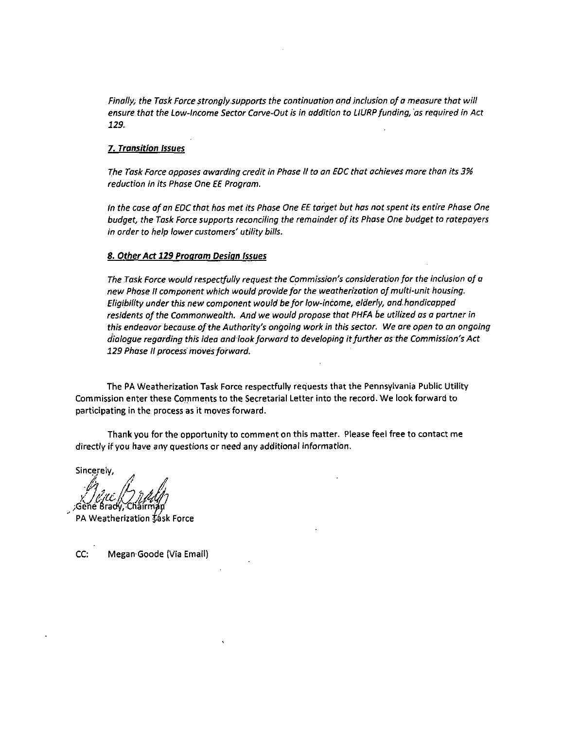*Finally, the Task Force strongly supports the continuation and inclusion of a measure that will ensure that the Low-Income Sector Carve-Out is in addition to LIURP funding, as required in Act 129.*

***7. Transition Issues***

*The Task Force opposes awarding credit in Phase II to an EDC that achieves more than its 3% reduction in its Phase One EE Program.*

*In the case of an EDC that has met its Phase One EE target but has not spent its entire Phase One budget, the Task Force supports reconciling the remainder of its Phase One budget to ratepayers in order to help lower customers' utility bills.*

***8. Other Act 129 Program Design Issues***

*The Task Force would respectfully request the Commission's consideration for the inclusion of a new Phase II component which would provide for the weatherization of multi-unit housing. Eligibility under this new component would be for low-income, elderly, and handicapped residents of the Commonwealth. And we would propose that PHFA be utilized as a partner in this endeavor because of the Authority's ongoing work in this sector. We are open to an ongoing dialogue regarding this idea and look forward to developing it further as the Commission's Act 129 Phase II process moves forward.*

The PA Weatherization Task Force respectfully requests that the Pennsylvania Public Utility Commission enter these Comments to the Secretarial Letter into the record. We look forward to participating in the process as it moves forward.

Thank you for the opportunity to comment on this matter. Please feel free to contact me directly if you have any questions or need any additional information.

Sincerely,

Gene Brady, Chairman
PA Weatherization Task Force

CC: Megan Goode (Via Email)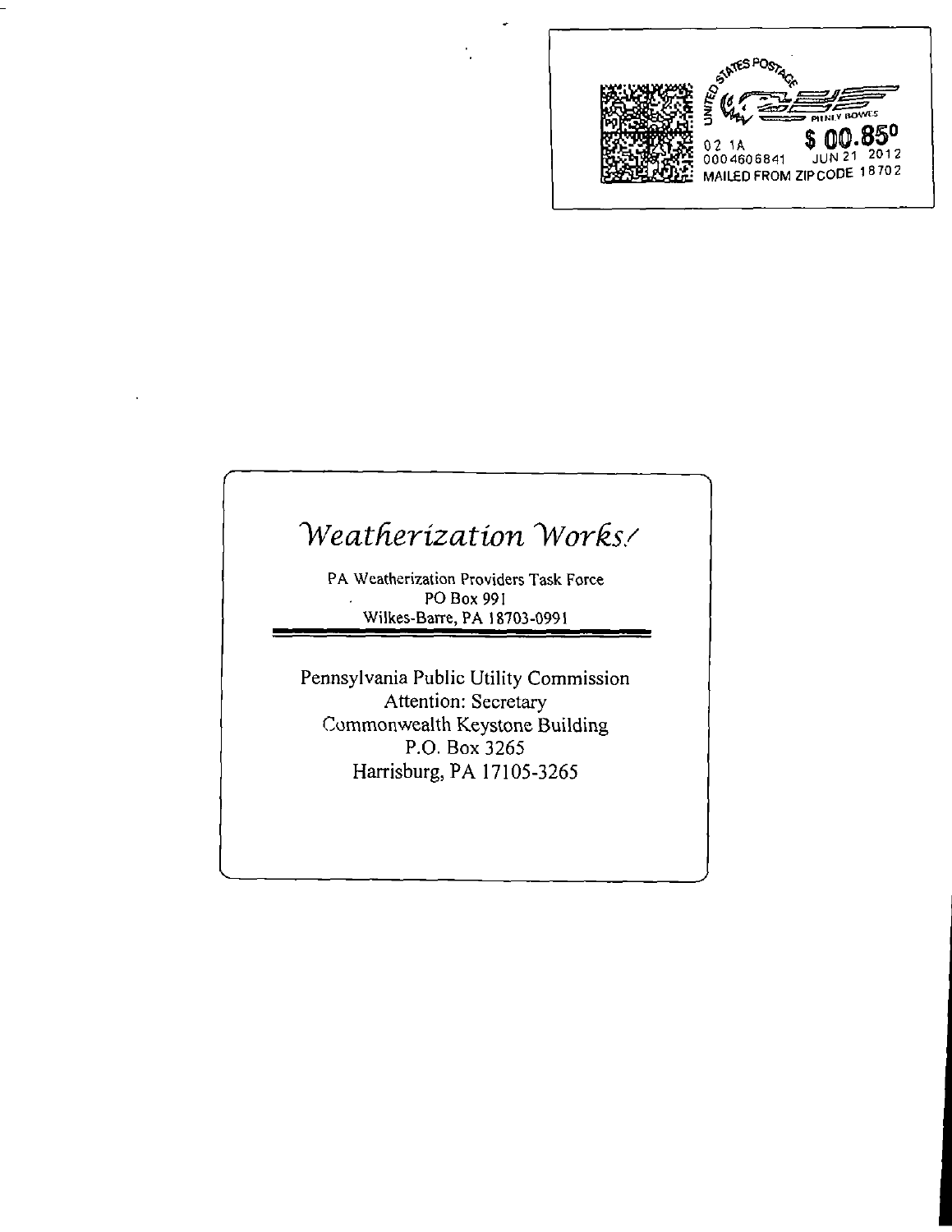UNITED STATES POSTAGE

PITNEY BOWES

02 1A $ 00.85[0]

0004606841 JUN 21 2012

MAILED FROM ZIP CODE 18702

*Weatherization Works!*

PA Weatherization Providers Task Force
PO Box 991
Wilkes-Barre, PA 18703-0991

Pennsylvania Public Utility Commission
Attention: Secretary
Commonwealth Keystone Building
P.O. Box 3265
Harrisburg, PA 17105-3265